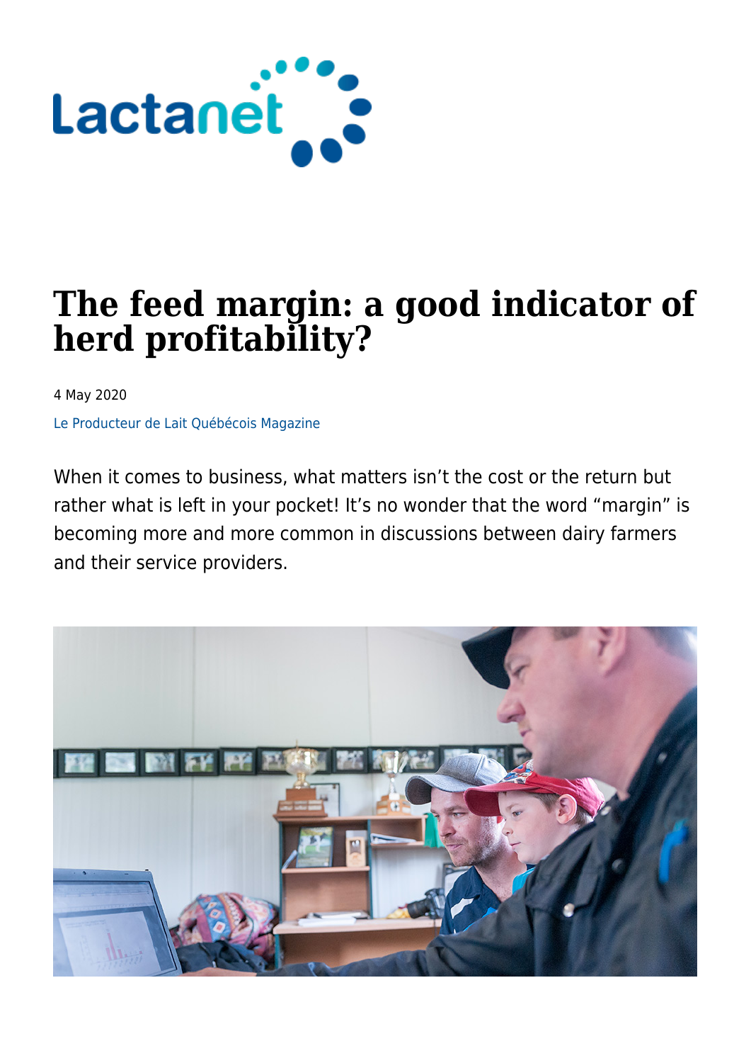# The feed margin: a good indicator of herd profitability?

4 May 2020

Le Producteur de Lait Québécois Magazine

When it comes to business, what matters isn't the cost or the return but rather what is left in your pocket! It's no wonder that the word "margin" is becoming more and more common in discussions between dairy farmers and their service providers.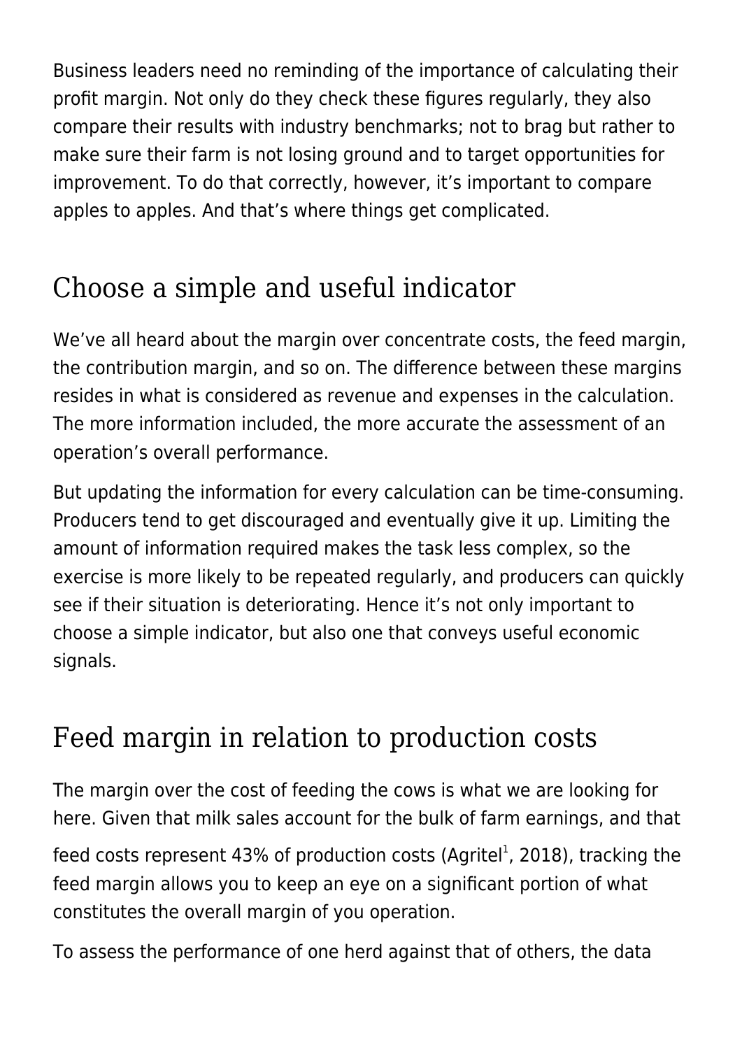Business leaders need no reminding of the importance of calculating their profit margin. Not only do they check these figures regularly, they also compare their results with industry benchmarks; not to brag but rather to make sure their farm is not losing ground and to target opportunities for improvement. To do that correctly, however, it's important to compare apples to apples. And that's where things get complicated.

## Choose a simple and useful indicator

We've all heard about the margin over concentrate costs, the feed margin, the contribution margin, and so on. The difference between these margins resides in what is considered as revenue and expenses in the calculation. The more information included, the more accurate the assessment of an operation's overall performance.

But updating the information for every calculation can be time-consuming. Producers tend to get discouraged and eventually give it up. Limiting the amount of information required makes the task less complex, so the exercise is more likely to be repeated regularly, and producers can quickly see if their situation is deteriorating. Hence it's not only important to choose a simple indicator, but also one that conveys useful economic signals.

## Feed margin in relation to production costs

The margin over the cost of feeding the cows is what we are looking for here. Given that milk sales account for the bulk of farm earnings, and that feed costs represent 43% of production costs (Agritel[1], 2018), tracking the feed margin allows you to keep an eye on a significant portion of what constitutes the overall margin of you operation.

To assess the performance of one herd against that of others, the data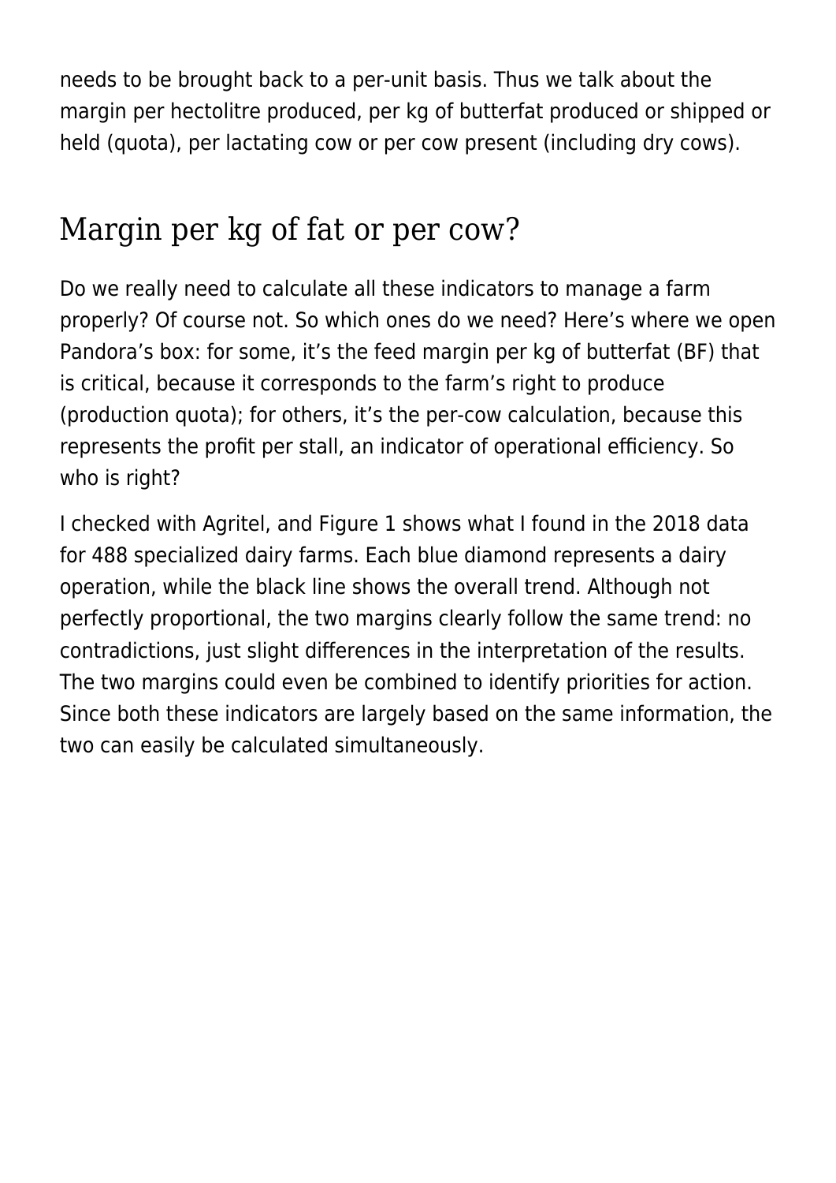needs to be brought back to a per-unit basis. Thus we talk about the margin per hectolitre produced, per kg of butterfat produced or shipped or held (quota), per lactating cow or per cow present (including dry cows).

## Margin per kg of fat or per cow?

Do we really need to calculate all these indicators to manage a farm properly? Of course not. So which ones do we need? Here's where we open Pandora's box: for some, it's the feed margin per kg of butterfat (BF) that is critical, because it corresponds to the farm's right to produce (production quota); for others, it's the per-cow calculation, because this represents the profit per stall, an indicator of operational efficiency. So who is right?

I checked with Agritel, and Figure 1 shows what I found in the 2018 data for 488 specialized dairy farms. Each blue diamond represents a dairy operation, while the black line shows the overall trend. Although not perfectly proportional, the two margins clearly follow the same trend: no contradictions, just slight differences in the interpretation of the results. The two margins could even be combined to identify priorities for action. Since both these indicators are largely based on the same information, the two can easily be calculated simultaneously.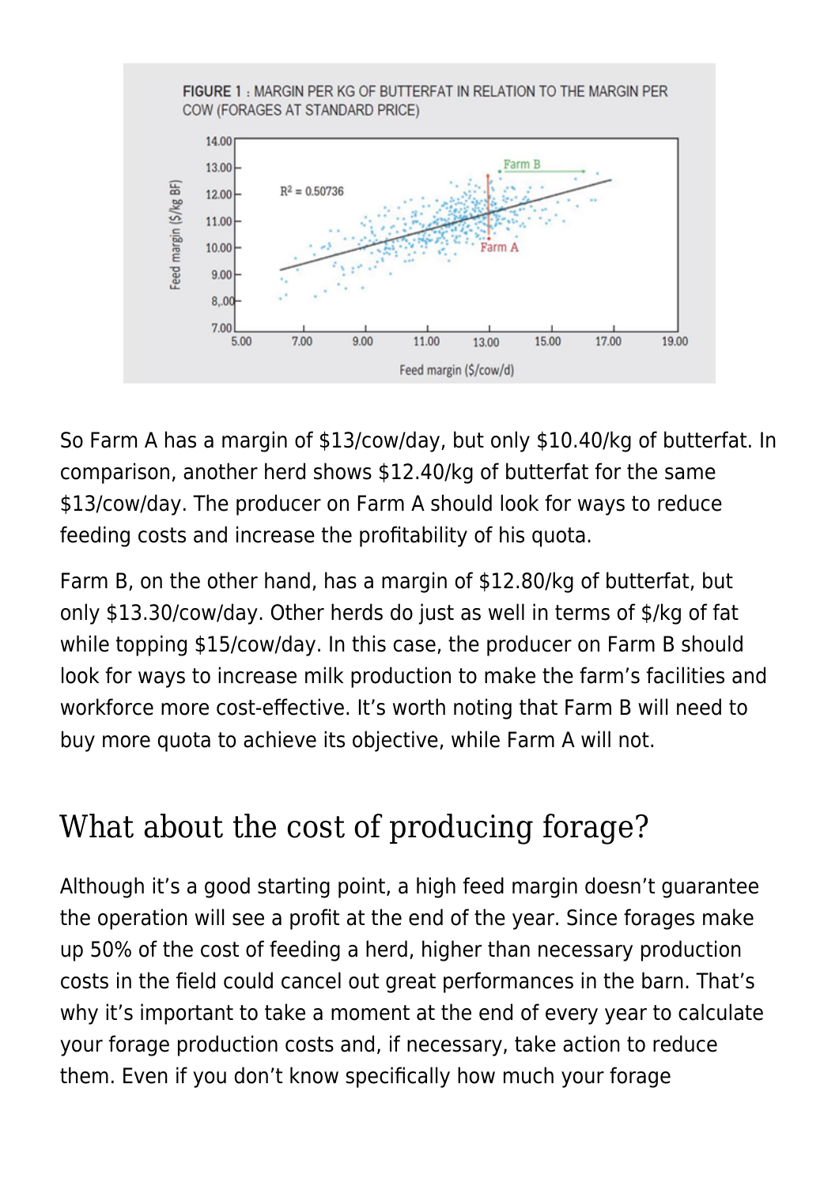FIGURE 1 : MARGIN PER KG OF BUTTERFAT IN RELATION TO THE MARGIN PER COW (FORAGES AT STANDARD PRICE)

So Farm A has a margin of $13/cow/day, but only $10.40/kg of butterfat. In comparison, another herd shows $12.40/kg of butterfat for the same $13/cow/day. The producer on Farm A should look for ways to reduce feeding costs and increase the profitability of his quota.

Farm B, on the other hand, has a margin of $12.80/kg of butterfat, but only $13.30/cow/day. Other herds do just as well in terms of $/kg of fat while topping $15/cow/day. In this case, the producer on Farm B should look for ways to increase milk production to make the farm's facilities and workforce more cost-effective. It's worth noting that Farm B will need to buy more quota to achieve its objective, while Farm A will not.

## What about the cost of producing forage?

Although it's a good starting point, a high feed margin doesn't guarantee the operation will see a profit at the end of the year. Since forages make up 50% of the cost of feeding a herd, higher than necessary production costs in the field could cancel out great performances in the barn. That's why it's important to take a moment at the end of every year to calculate your forage production costs and, if necessary, take action to reduce them. Even if you don't know specifically how much your forage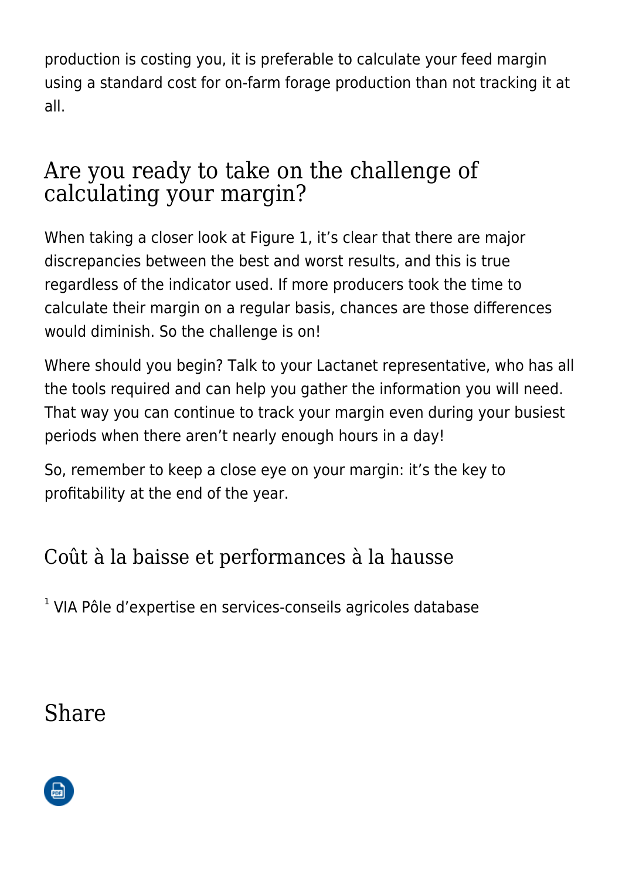production is costing you, it is preferable to calculate your feed margin using a standard cost for on-farm forage production than not tracking it at all.

## Are you ready to take on the challenge of calculating your margin?

When taking a closer look at Figure 1, it's clear that there are major discrepancies between the best and worst results, and this is true regardless of the indicator used. If more producers took the time to calculate their margin on a regular basis, chances are those differences would diminish. So the challenge is on!

Where should you begin? Talk to your Lactanet representative, who has all the tools required and can help you gather the information you will need. That way you can continue to track your margin even during your busiest periods when there aren't nearly enough hours in a day!

So, remember to keep a close eye on your margin: it's the key to profitability at the end of the year.

### Coût à la baisse et performances à la hausse

[1] VIA Pôle d'expertise en services-conseils agricoles database

## Share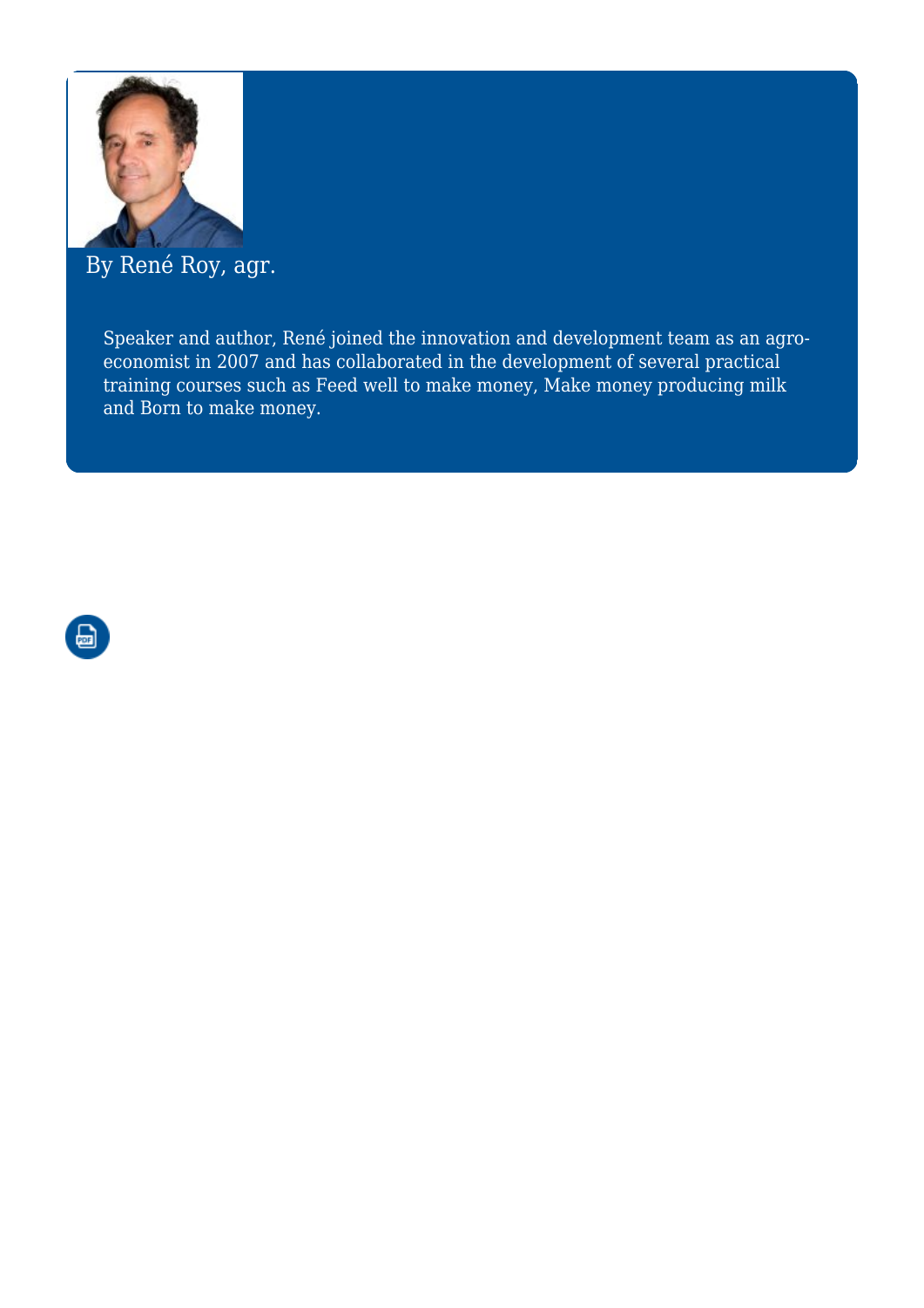By René Roy, agr.

Speaker and author, René joined the innovation and development team as an agro-economist in 2007 and has collaborated in the development of several practical training courses such as Feed well to make money, Make money producing milk and Born to make money.